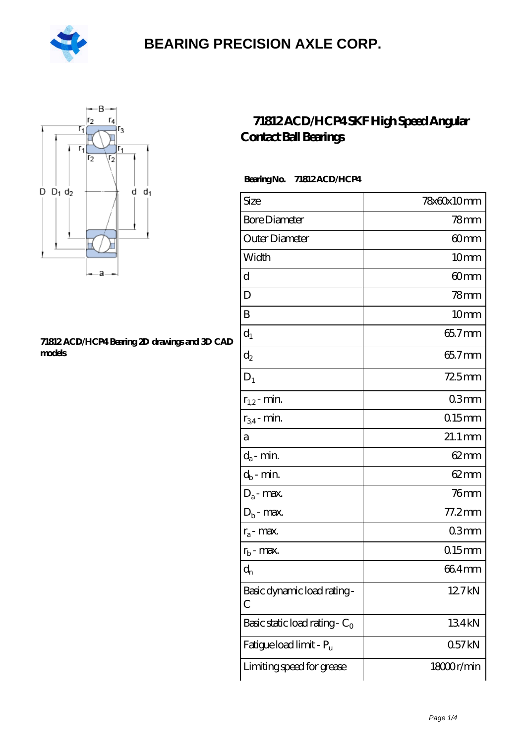# BEARING PRECISION AXLE CORP.

## 71812 ACD/HCP4 SKF High Speed Angular Contact Ball Bearings

**Bearing No.** 71812 ACD/HCP4

71812 ACD/HCP4 Bearing 2D drawings and 3D CAD models

| Size | 78x60x10 mm |
|---|---|
| Bore Diameter | 78 mm |
| Outer Diameter | 60 mm |
| Width | 10 mm |
| d | 60 mm |
| D | 78 mm |
| B | 10 mm |
| $d_1$ | 65.7 mm |
| $d_2$ | 65.7 mm |
| $D_1$ | 72.5 mm |
| $r_{1,2}$ - min. | 0.3 mm |
| $r_{3,4}$ - min. | 0.15 mm |
| a | 21.1 mm |
| $d_a$ - min. | 62 mm |
| $d_b$ - min. | 62 mm |
| $D_a$ - max. | 76 mm |
| $D_b$ - max. | 77.2 mm |
| $r_a$ - max. | 0.3 mm |
| $r_b$ - max. | 0.15 mm |
| $d_n$ | 66.4 mm |
| Basic dynamic load rating - C | 12.7 kN |
| Basic static load rating - $C_0$ | 13.4 kN |
| Fatigue load limit - $P_u$ | 0.57 kN |
| Limiting speed for grease | 18000 r/min |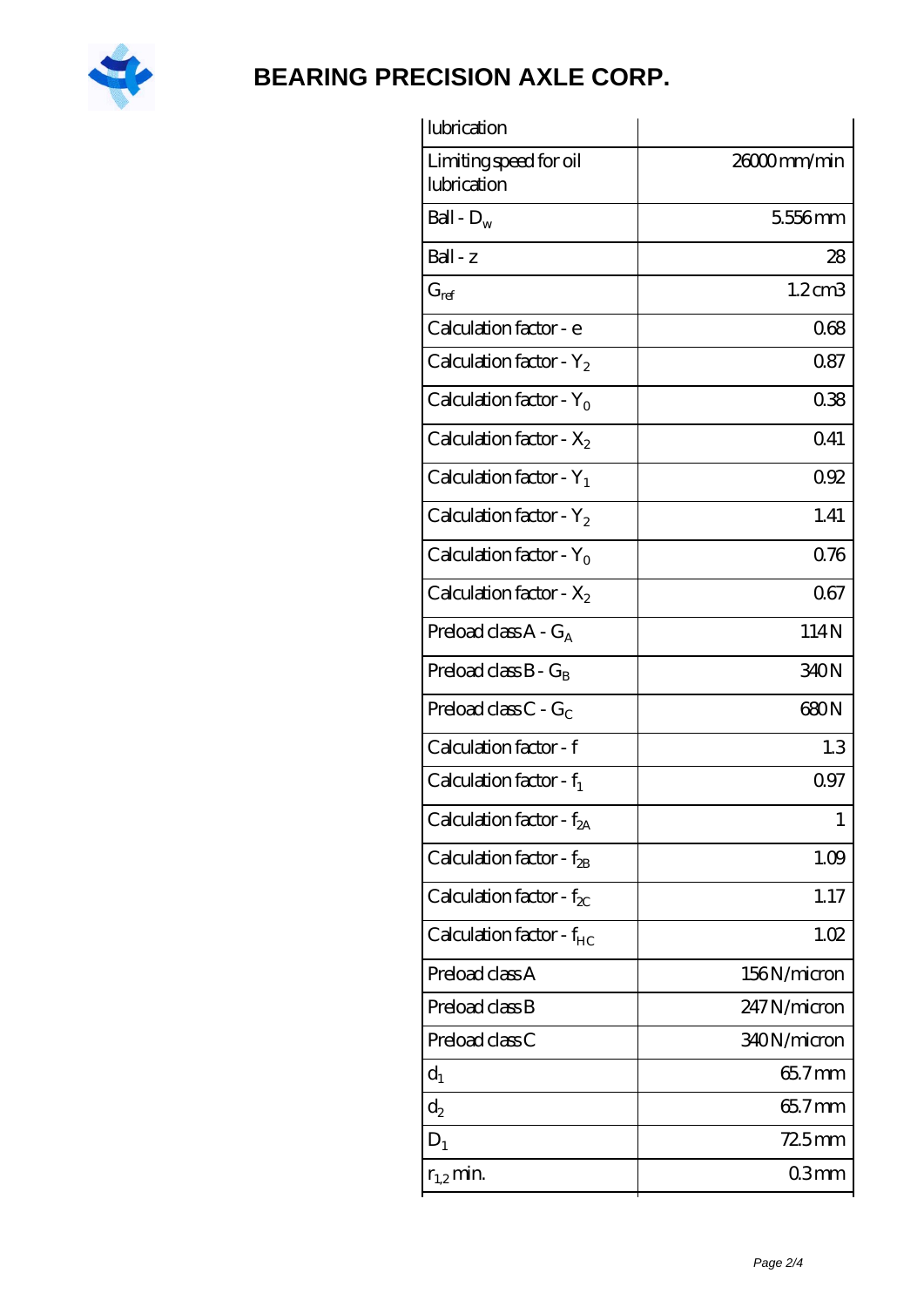# BEARING PRECISION AXLE CORP.

| | |
|---|---|
| lubrication | |
| Limiting speed for oil lubrication | 26000 mm/min |
| Ball - $D_w$ | 5.556 mm |
| Ball - z | 28 |
| $G_{ref}$ | 1.2 cm3 |
| Calculation factor - e | 0.68 |
| Calculation factor - $Y_2$ | 0.87 |
| Calculation factor - $Y_0$ | 0.38 |
| Calculation factor - $X_2$ | 0.41 |
| Calculation factor - $Y_1$ | 0.92 |
| Calculation factor - $Y_2$ | 1.41 |
| Calculation factor - $Y_0$ | 0.76 |
| Calculation factor - $X_2$ | 0.67 |
| Preload class A - $G_A$ | 114 N |
| Preload class B - $G_B$ | 340 N |
| Preload class C - $G_C$ | 680 N |
| Calculation factor - f | 1.3 |
| Calculation factor - $f_1$ | 0.97 |
| Calculation factor - $f_{2A}$ | 1 |
| Calculation factor - $f_{2B}$ | 1.09 |
| Calculation factor - $f_{2C}$ | 1.17 |
| Calculation factor - $f_{HC}$ | 1.02 |
| Preload class A | 156 N/micron |
| Preload class B | 247 N/micron |
| Preload class C | 340 N/micron |
| $d_1$ | 65.7 mm |
| $d_2$ | 65.7 mm |
| $D_1$ | 72.5 mm |
| $r_{1,2}$ min. | 0.3 mm |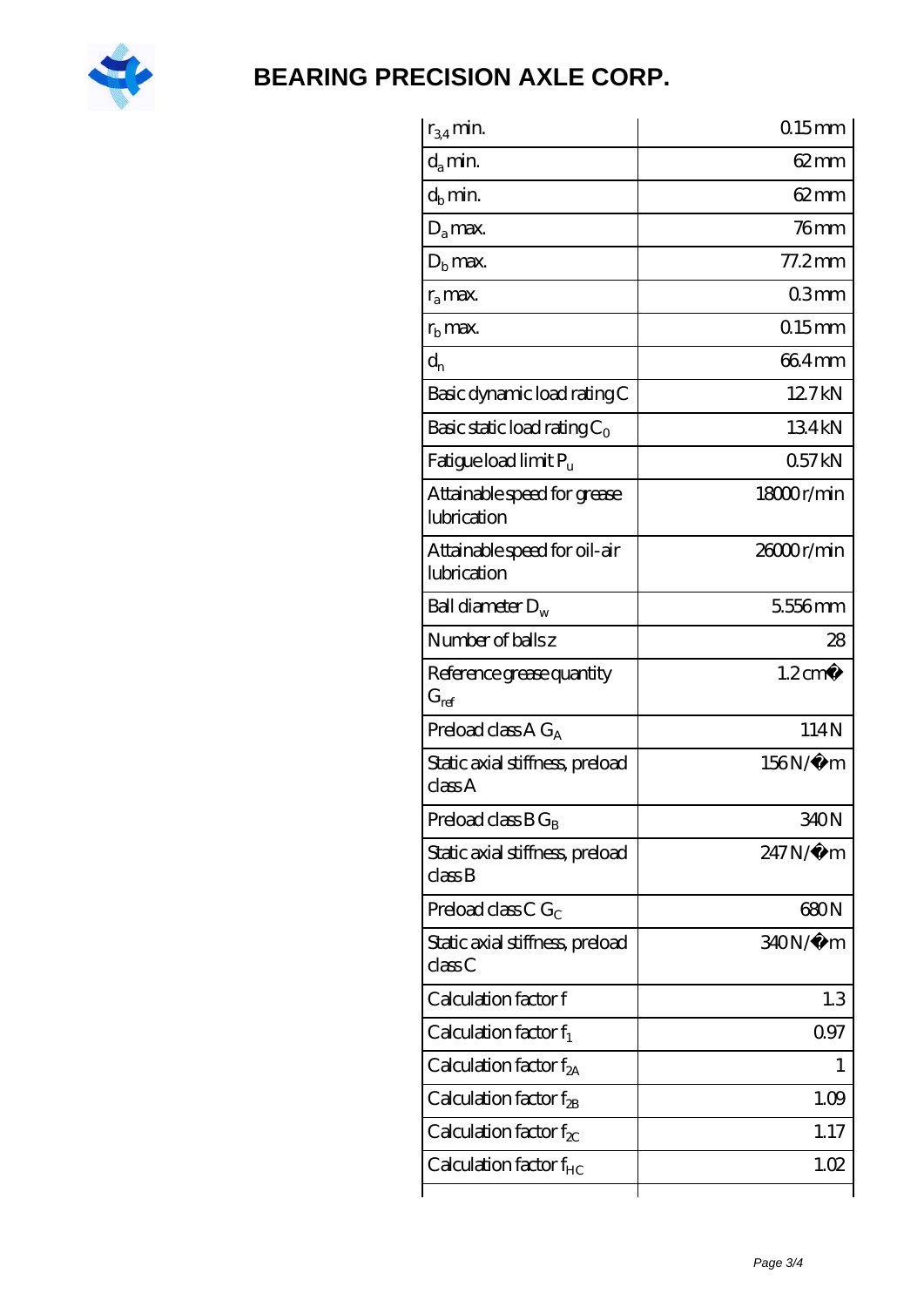| | |
|---|---|
| $r_{3,4}$ min. | 0.15 mm |
| $d_a$ min. | 62 mm |
| $d_b$ min. | 62 mm |
| $D_a$ max. | 76 mm |
| $D_b$ max. | 77.2 mm |
| $r_a$ max. | 0.3 mm |
| $r_b$ max. | 0.15 mm |
| $d_n$ | 66.4 mm |
| Basic dynamic load rating C | 12.7 kN |
| Basic static load rating $C_0$ | 13.4 kN |
| Fatigue load limit $P_u$ | 0.57 kN |
| Attainable speed for grease lubrication | 18000 r/min |
| Attainable speed for oil-air lubrication | 26000 r/min |
| Ball diameter $D_w$ | 5.556 mm |
| Number of balls z | 28 |
| Reference grease quantity $G_{ref}$ | 1.2 cm� |
| Preload class A $G_A$ | 114 N |
| Static axial stiffness, preload class A | 156 N/�m |
| Preload class B $G_B$ | 340 N |
| Static axial stiffness, preload class B | 247 N/�m |
| Preload class C $G_C$ | 680 N |
| Static axial stiffness, preload class C | 340 N/�m |
| Calculation factor f | 1.3 |
| Calculation factor $f_1$ | 0.97 |
| Calculation factor $f_{2A}$ | 1 |
| Calculation factor $f_{2B}$ | 1.09 |
| Calculation factor $f_{2C}$ | 1.17 |
| Calculation factor $f_{HC}$ | 1.02 |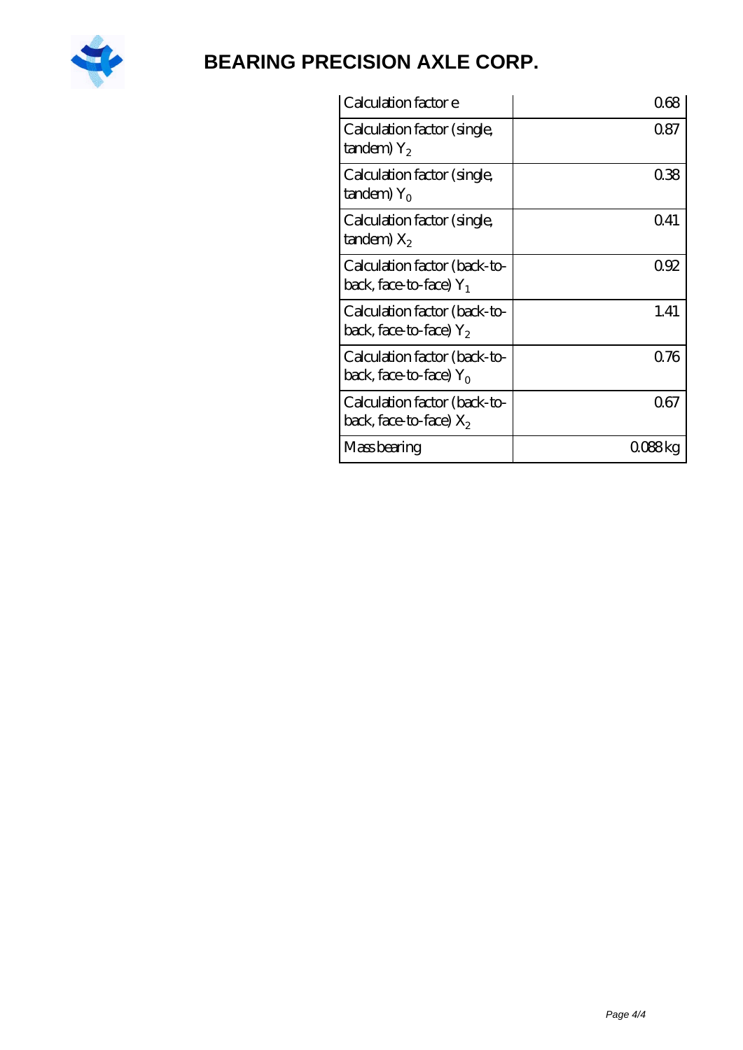| | |
|---|---|
| Calculation factor e | 0.68 |
| Calculation factor (single, tandem) $Y_2$ | 0.87 |
| Calculation factor (single, tandem) $Y_0$ | 0.38 |
| Calculation factor (single, tandem) $X_2$ | 0.41 |
| Calculation factor (back-to-back, face-to-face) $Y_1$ | 0.92 |
| Calculation factor (back-to-back, face-to-face) $Y_2$ | 1.41 |
| Calculation factor (back-to-back, face-to-face) $Y_0$ | 0.76 |
| Calculation factor (back-to-back, face-to-face) $X_2$ | 0.67 |
| Mass bearing | 0.088 kg |